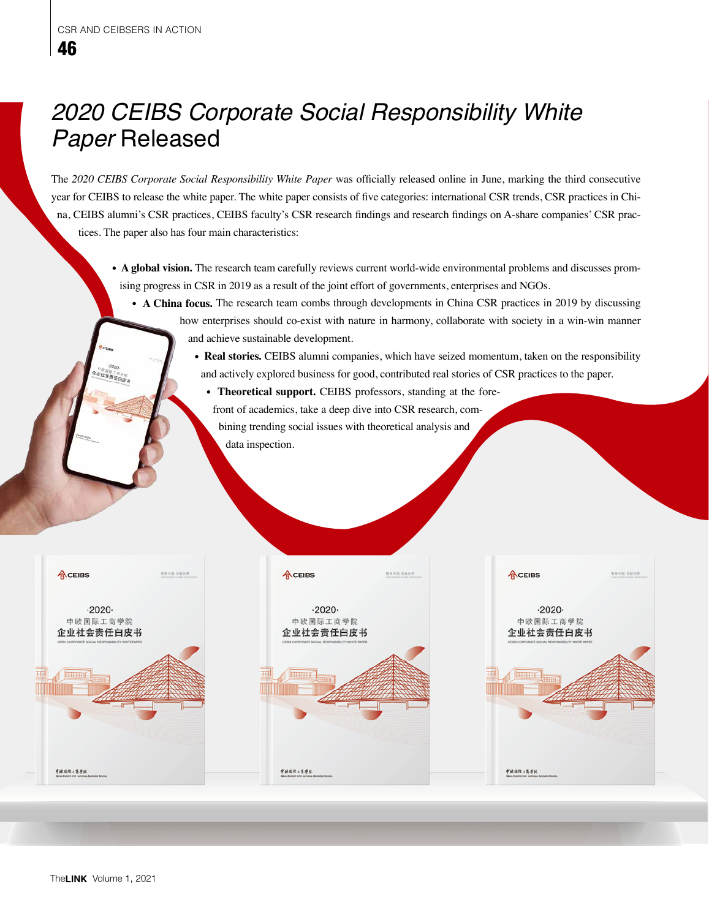# *2020 CEIBS Corporate Social Responsibility White Paper* Released

The *2020 CEIBS Corporate Social Responsibility White Paper* was officially released online in June, marking the third consecutive year for CEIBS to release the white paper. The white paper consists of five categories: international CSR trends, CSR practices in China, CEIBS alumni's CSR practices, CEIBS faculty's CSR research findings and research findings on A-share companies' CSR practices. The paper also has four main characteristics:

- **A global vision.** The research team carefully reviews current world-wide environmental problems and discusses promising progress in CSR in 2019 as a result of the joint effort of governments, enterprises and NGOs.
- **A China focus.** The research team combs through developments in China CSR practices in 2019 by discussing how enterprises should co-exist with nature in harmony, collaborate with society in a win-win manner and achieve sustainable development.
- **Real stories.** CEIBS alumni companies, which have seized momentum, taken on the responsibility and actively explored business for good, contributed real stories of CSR practices to the paper.
- **Theoretical support.** CEIBS professors, standing at the forefront of academics, take a deep dive into CSR research, combining trending social issues with theoretical analysis and data inspection.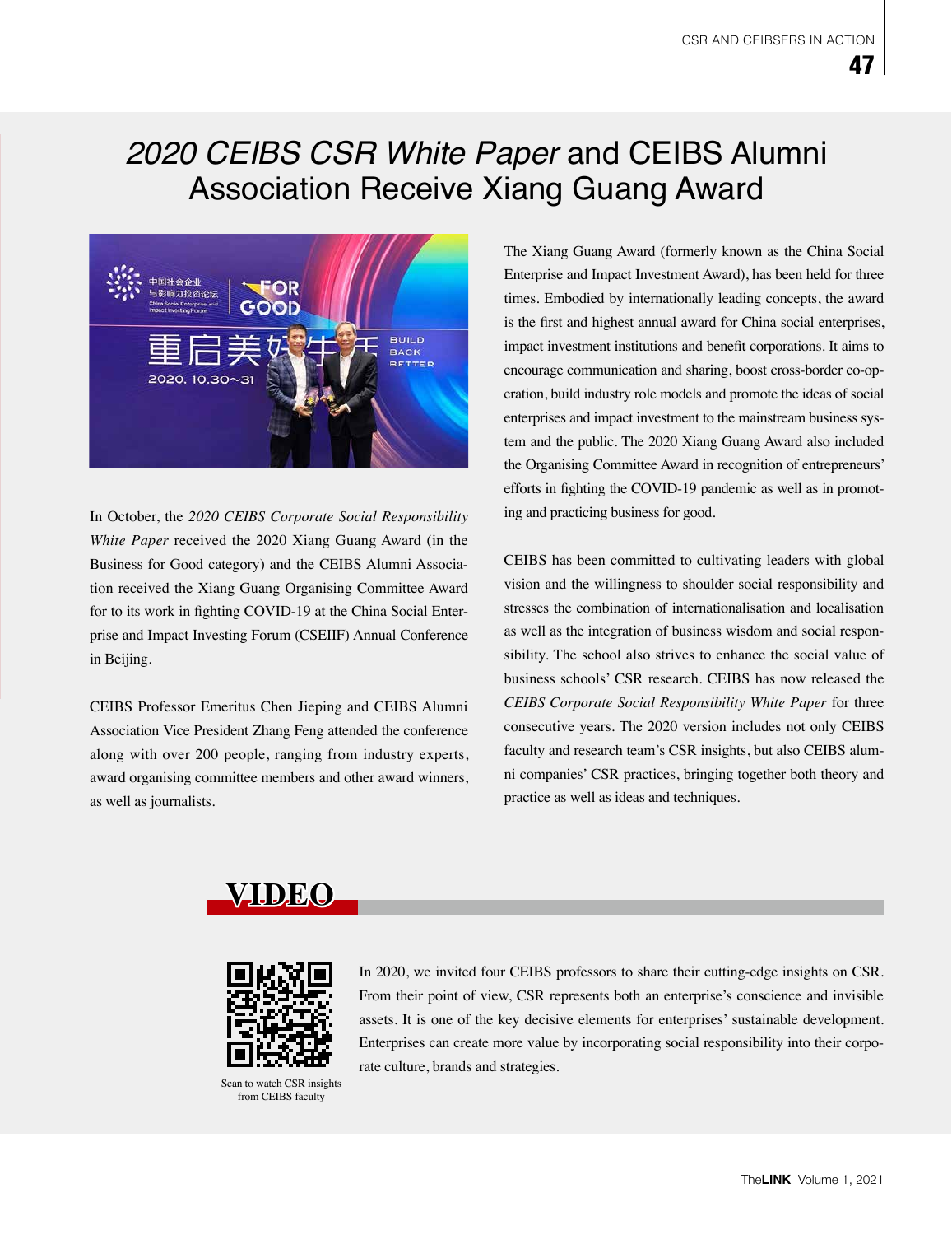# *2020 CEIBS CSR White Paper* and CEIBS Alumni Association Receive Xiang Guang Award

In October, the *2020 CEIBS Corporate Social Responsibility White Paper* received the 2020 Xiang Guang Award (in the Business for Good category) and the CEIBS Alumni Association received the Xiang Guang Organising Committee Award for to its work in fighting COVID-19 at the China Social Enterprise and Impact Investing Forum (CSEIIF) Annual Conference in Beijing.

CEIBS Professor Emeritus Chen Jieping and CEIBS Alumni Association Vice President Zhang Feng attended the conference along with over 200 people, ranging from industry experts, award organising committee members and other award winners, as well as journalists.

The Xiang Guang Award (formerly known as the China Social Enterprise and Impact Investment Award), has been held for three times. Embodied by internationally leading concepts, the award is the first and highest annual award for China social enterprises, impact investment institutions and benefit corporations. It aims to encourage communication and sharing, boost cross-border co-operation, build industry role models and promote the ideas of social enterprises and impact investment to the mainstream business system and the public. The 2020 Xiang Guang Award also included the Organising Committee Award in recognition of entrepreneurs' efforts in fighting the COVID-19 pandemic as well as in promoting and practicing business for good.

CEIBS has been committed to cultivating leaders with global vision and the willingness to shoulder social responsibility and stresses the combination of internationalisation and localisation as well as the integration of business wisdom and social responsibility. The school also strives to enhance the social value of business schools' CSR research. CEIBS has now released the *CEIBS Corporate Social Responsibility White Paper* for three consecutive years. The 2020 version includes not only CEIBS faculty and research team's CSR insights, but also CEIBS alumni companies' CSR practices, bringing together both theory and practice as well as ideas and techniques.

## VIDEO

In 2020, we invited four CEIBS professors to share their cutting-edge insights on CSR. From their point of view, CSR represents both an enterprise's conscience and invisible assets. It is one of the key decisive elements for enterprises' sustainable development. Enterprises can create more value by incorporating social responsibility into their corporate culture, brands and strategies.

Scan to watch CSR insights from CEIBS faculty